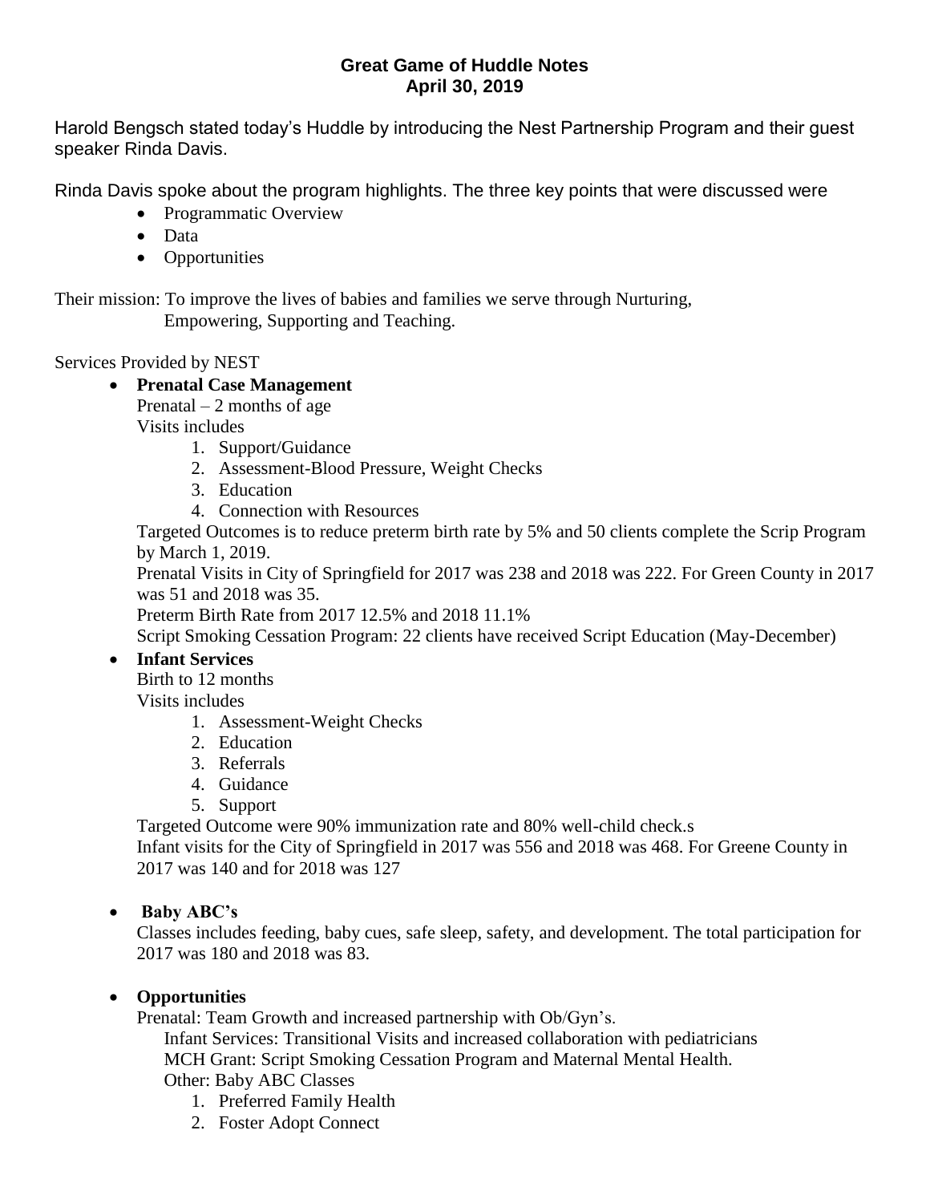**Great Game of Huddle Notes**
**April 30, 2019**

Harold Bengsch stated today's Huddle by introducing the Nest Partnership Program and their guest speaker Rinda Davis.

Rinda Davis spoke about the program highlights. The three key points that were discussed were

- Programmatic Overview
- Data
- Opportunities

Their mission: To improve the lives of babies and families we serve through Nurturing, Empowering, Supporting and Teaching.

Services Provided by NEST

- **Prenatal Case Management**
  Prenatal – 2 months of age
  Visits includes
  1. Support/Guidance
  2. Assessment-Blood Pressure, Weight Checks
  3. Education
  4. Connection with Resources

  Targeted Outcomes is to reduce preterm birth rate by 5% and 50 clients complete the Scrip Program by March 1, 2019.
  Prenatal Visits in City of Springfield for 2017 was 238 and 2018 was 222. For Green County in 2017 was 51 and 2018 was 35.
  Preterm Birth Rate from 2017 12.5% and 2018 11.1%
  Script Smoking Cessation Program: 22 clients have received Script Education (May-December)
- **Infant Services**
  Birth to 12 months
  Visits includes
  1. Assessment-Weight Checks
  2. Education
  3. Referrals
  4. Guidance
  5. Support

  Targeted Outcome were 90% immunization rate and 80% well-child check.s
  Infant visits for the City of Springfield in 2017 was 556 and 2018 was 468. For Greene County in 2017 was 140 and for 2018 was 127
- **Baby ABC's**
  Classes includes feeding, baby cues, safe sleep, safety, and development. The total participation for 2017 was 180 and 2018 was 83.
- **Opportunities**
  Prenatal: Team Growth and increased partnership with Ob/Gyn's.
  Infant Services: Transitional Visits and increased collaboration with pediatricians
  MCH Grant: Script Smoking Cessation Program and Maternal Mental Health.
  Other: Baby ABC Classes
  1. Preferred Family Health
  2. Foster Adopt Connect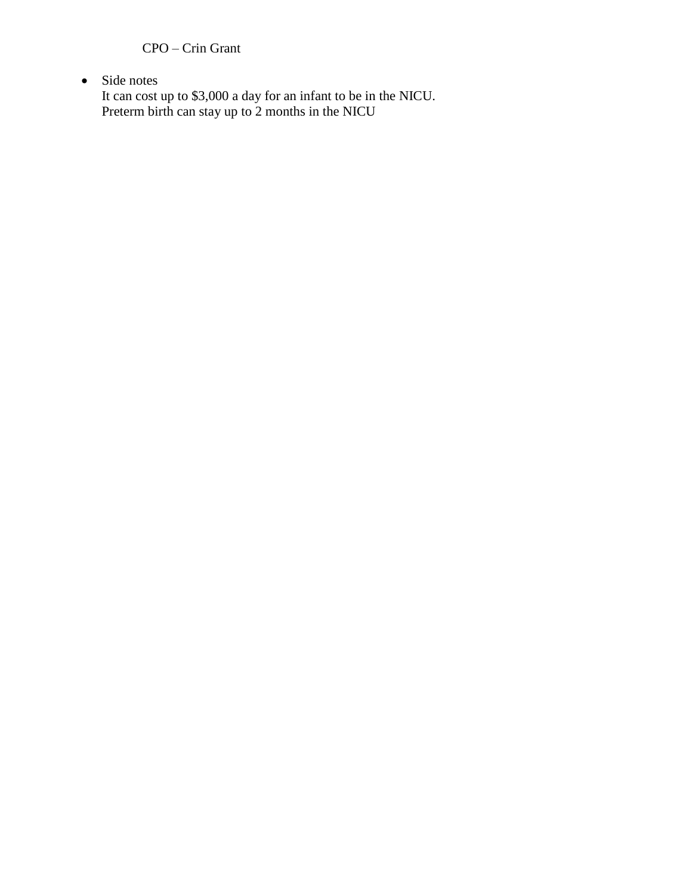CPO – Crin Grant

- Side notes
  It can cost up to $3,000 a day for an infant to be in the NICU.
  Preterm birth can stay up to 2 months in the NICU